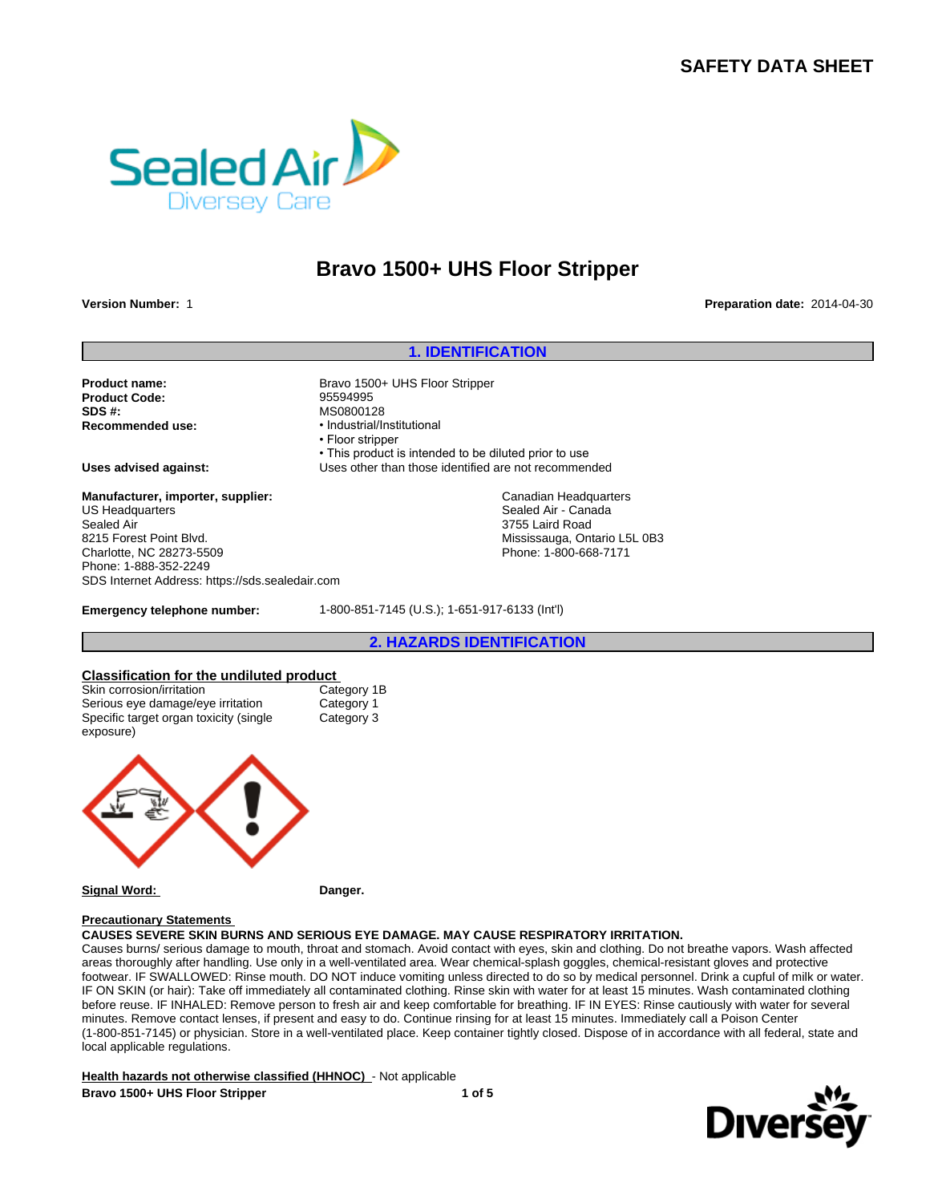# SAFETY DATA SHEET

## Bravo 1500+ UHS Floor Stripper

**Version Number:** 1

**Preparation date:** 2014-04-30

## 1. IDENTIFICATION

**Product name:** Bravo 1500+ UHS Floor Stripper
**Product Code:** 95594995
**SDS #:** MS0800128
**Recommended use:**
- Industrial/Institutional
- Floor stripper
- This product is intended to be diluted prior to use

**Uses advised against:** Uses other than those identified are not recommended

**Manufacturer, importer, supplier:**

US Headquarters
Sealed Air
8215 Forest Point Blvd.
Charlotte, NC 28273-5509
Phone: 1-888-352-2249
SDS Internet Address: https://sds.sealedair.com

Canadian Headquarters
Sealed Air - Canada
3755 Laird Road
Mississauga, Ontario L5L 0B3
Phone: 1-800-668-7171

**Emergency telephone number:** 1-800-851-7145 (U.S.); 1-651-917-6133 (Int'l)

## 2. HAZARDS IDENTIFICATION

**Classification for the undiluted product**

| Hazard | Category |
|---|---|
| Skin corrosion/irritation | Category 1B |
| Serious eye damage/eye irritation | Category 1 |
| Specific target organ toxicity (single exposure) | Category 3 |

**Signal Word:** **Danger.**

**Precautionary Statements**

**CAUSES SEVERE SKIN BURNS AND SERIOUS EYE DAMAGE. MAY CAUSE RESPIRATORY IRRITATION.**

Causes burns/ serious damage to mouth, throat and stomach. Avoid contact with eyes, skin and clothing. Do not breathe vapors. Wash affected areas thoroughly after handling. Use only in a well-ventilated area. Wear chemical-splash goggles, chemical-resistant gloves and protective footwear. IF SWALLOWED: Rinse mouth. DO NOT induce vomiting unless directed to do so by medical personnel. Drink a cupful of milk or water. IF ON SKIN (or hair): Take off immediately all contaminated clothing. Rinse skin with water for at least 15 minutes. Wash contaminated clothing before reuse. IF INHALED: Remove person to fresh air and keep comfortable for breathing. IF IN EYES: Rinse cautiously with water for several minutes. Remove contact lenses, if present and easy to do. Continue rinsing for at least 15 minutes. Immediately call a Poison Center (1-800-851-7145) or physician. Store in a well-ventilated place. Keep container tightly closed. Dispose of in accordance with all federal, state and local applicable regulations.

**Health hazards not otherwise classified (HHNOC)** - Not applicable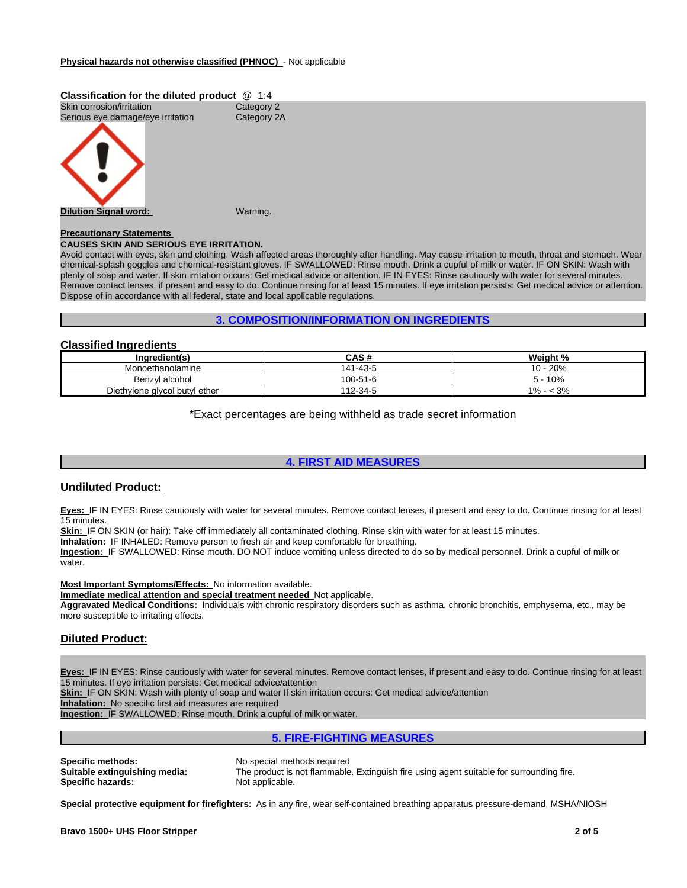**Physical hazards not otherwise classified (PHNOC)** - Not applicable

**Classification for the diluted product** @ 1:4

| | |
|---|---|
| Skin corrosion/irritation | Category 2 |
| Serious eye damage/eye irritation | Category 2A |

**Dilution Signal word:** Warning.

**Precautionary Statements**

**CAUSES SKIN AND SERIOUS EYE IRRITATION.**

Avoid contact with eyes, skin and clothing. Wash affected areas thoroughly after handling. May cause irritation to mouth, throat and stomach. Wear chemical-splash goggles and chemical-resistant gloves. IF SWALLOWED: Rinse mouth. Drink a cupful of milk or water. IF ON SKIN: Wash with plenty of soap and water. If skin irritation occurs: Get medical advice or attention. IF IN EYES: Rinse cautiously with water for several minutes. Remove contact lenses, if present and easy to do. Continue rinsing for at least 15 minutes. If eye irritation persists: Get medical advice or attention. Dispose of in accordance with all federal, state and local applicable regulations.

## 3. COMPOSITION/INFORMATION ON INGREDIENTS

### Classified Ingredients

| Ingredient(s) | CAS # | Weight % |
|---|---|---|
| Monoethanolamine | 141-43-5 | 10 - 20% |
| Benzyl alcohol | 100-51-6 | 5 - 10% |
| Diethylene glycol butyl ether | 112-34-5 | 1% - < 3% |

*Exact percentages are being withheld as trade secret information

## 4. FIRST AID MEASURES

### Undiluted Product:

**Eyes:** IF IN EYES: Rinse cautiously with water for several minutes. Remove contact lenses, if present and easy to do. Continue rinsing for at least 15 minutes.

**Skin:** IF ON SKIN (or hair): Take off immediately all contaminated clothing. Rinse skin with water for at least 15 minutes.

**Inhalation:** IF INHALED: Remove person to fresh air and keep comfortable for breathing.

**Ingestion:** IF SWALLOWED: Rinse mouth. DO NOT induce vomiting unless directed to do so by medical personnel. Drink a cupful of milk or water.

**Most Important Symptoms/Effects:** No information available.

**Immediate medical attention and special treatment needed** Not applicable.

**Aggravated Medical Conditions:** Individuals with chronic respiratory disorders such as asthma, chronic bronchitis, emphysema, etc., may be more susceptible to irritating effects.

### Diluted Product:

**Eyes:** IF IN EYES: Rinse cautiously with water for several minutes. Remove contact lenses, if present and easy to do. Continue rinsing for at least 15 minutes. If eye irritation persists: Get medical advice/attention

**Skin:** IF ON SKIN: Wash with plenty of soap and water If skin irritation occurs: Get medical advice/attention

**Inhalation:** No specific first aid measures are required

**Ingestion:** IF SWALLOWED: Rinse mouth. Drink a cupful of milk or water.

## 5. FIRE-FIGHTING MEASURES

**Specific methods:** No special methods required

**Suitable extinguishing media:** The product is not flammable. Extinguish fire using agent suitable for surrounding fire.

**Specific hazards:** Not applicable.

**Special protective equipment for firefighters:** As in any fire, wear self-contained breathing apparatus pressure-demand, MSHA/NIOSH

**Bravo 1500+ UHS Floor Stripper**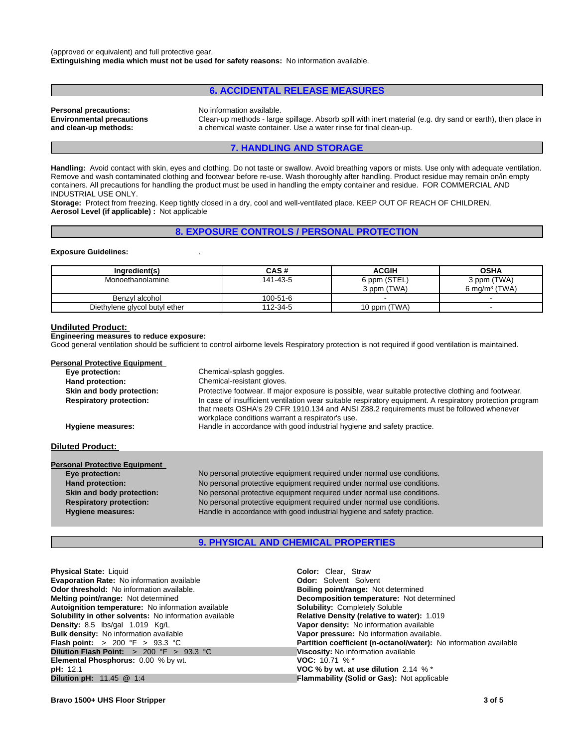(approved or equivalent) and full protective gear.
**Extinguishing media which must not be used for safety reasons:** No information available.

## 6. ACCIDENTAL RELEASE MEASURES

**Personal precautions:** No information available.

**Environmental precautions and clean-up methods:** Clean-up methods - large spillage. Absorb spill with inert material (e.g. dry sand or earth), then place in a chemical waste container. Use a water rinse for final clean-up.

## 7. HANDLING AND STORAGE

**Handling:** Avoid contact with skin, eyes and clothing. Do not taste or swallow. Avoid breathing vapors or mists. Use only with adequate ventilation. Remove and wash contaminated clothing and footwear before re-use. Wash thoroughly after handling. Product residue may remain on/in empty containers. All precautions for handling the product must be used in handling the empty container and residue. FOR COMMERCIAL AND INDUSTRIAL USE ONLY.
**Storage:** Protect from freezing. Keep tightly closed in a dry, cool and well-ventilated place. KEEP OUT OF REACH OF CHILDREN.
**Aerosol Level (if applicable) :** Not applicable

## 8. EXPOSURE CONTROLS / PERSONAL PROTECTION

**Exposure Guidelines:** .

| Ingredient(s) | CAS # | ACGIH | OSHA |
|---|---|---|---|
| Monoethanolamine | 141-43-5 | 6 ppm (STEL)<br>3 ppm (TWA) | 3 ppm (TWA)<br>6 mg/m³ (TWA) |
| Benzyl alcohol | 100-51-6 | - | - |
| Diethylene glycol butyl ether | 112-34-5 | 10 ppm (TWA) | - |

### Undiluted Product:

**Engineering measures to reduce exposure:**
Good general ventilation should be sufficient to control airborne levels Respiratory protection is not required if good ventilation is maintained.

**Personal Protective Equipment**

- **Eye protection:** Chemical-splash goggles.
- **Hand protection:** Chemical-resistant gloves.
- **Skin and body protection:** Protective footwear. If major exposure is possible, wear suitable protective clothing and footwear.
- **Respiratory protection:** In case of insufficient ventilation wear suitable respiratory equipment. A respiratory protection program that meets OSHA's 29 CFR 1910.134 and ANSI Z88.2 requirements must be followed whenever workplace conditions warrant a respirator's use.
- **Hygiene measures:** Handle in accordance with good industrial hygiene and safety practice.

### Diluted Product:

**Personal Protective Equipment**

- **Eye protection:** No personal protective equipment required under normal use conditions.
- **Hand protection:** No personal protective equipment required under normal use conditions.
- **Skin and body protection:** No personal protective equipment required under normal use conditions.
- **Respiratory protection:** No personal protective equipment required under normal use conditions.
- **Hygiene measures:** Handle in accordance with good industrial hygiene and safety practice.

## 9. PHYSICAL AND CHEMICAL PROPERTIES

**Physical State:** Liquid
**Evaporation Rate:** No information available
**Odor threshold:** No information available.
**Melting point/range:** Not determined
**Autoignition temperature:** No information available
**Solubility in other solvents:** No information available
**Density:** 8.5 lbs/gal 1.019 Kg/L
**Bulk density:** No information available
**Flash point:** > 200 °F > 93.3 °C
**Dilution Flash Point:** > 200 °F > 93.3 °C
**Elemental Phosphorus:** 0.00 % by wt.
**pH:** 12.1
**Dilution pH:** 11.45 @ 1:4

**Color:** Clear, Straw
**Odor:** Solvent Solvent
**Boiling point/range:** Not determined
**Decomposition temperature:** Not determined
**Solubility:** Completely Soluble
**Relative Density (relative to water):** 1.019
**Vapor density:** No information available
**Vapor pressure:** No information available.
**Partition coefficient (n-octanol/water):** No information available
**Viscosity:** No information available
**VOC:** 10.71 % *
**VOC % by wt. at use dilution** 2.14 % *
**Flammability (Solid or Gas):** Not applicable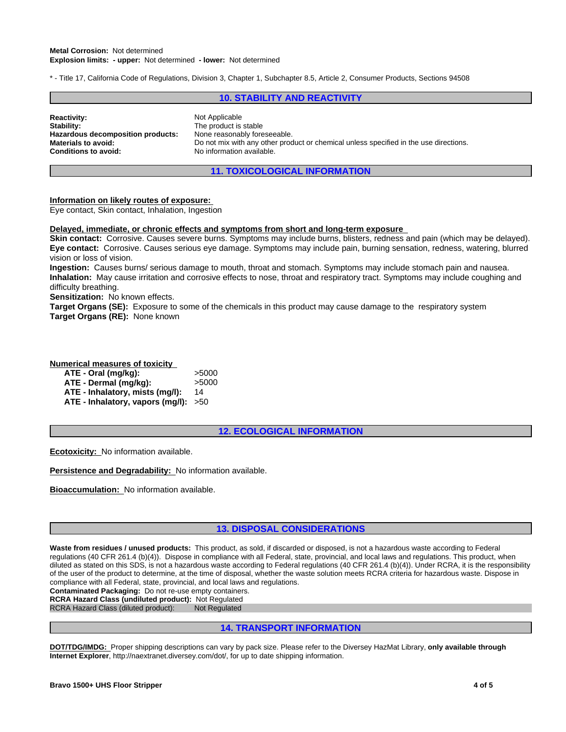**Metal Corrosion:** Not determined
**Explosion limits: - upper:** Not determined **- lower:** Not determined

* - Title 17, California Code of Regulations, Division 3, Chapter 1, Subchapter 8.5, Article 2, Consumer Products, Sections 94508

## 10. STABILITY AND REACTIVITY

| | |
|---|---|
| **Reactivity:** | Not Applicable |
| **Stability:** | The product is stable |
| **Hazardous decomposition products:** | None reasonably foreseeable. |
| **Materials to avoid:** | Do not mix with any other product or chemical unless specified in the use directions. |
| **Conditions to avoid:** | No information available. |

## 11. TOXICOLOGICAL INFORMATION

**Information on likely routes of exposure:**
Eye contact, Skin contact, Inhalation, Ingestion

**Delayed, immediate, or chronic effects and symptoms from short and long-term exposure**
**Skin contact:** Corrosive. Causes severe burns. Symptoms may include burns, blisters, redness and pain (which may be delayed).
**Eye contact:** Corrosive. Causes serious eye damage. Symptoms may include pain, burning sensation, redness, watering, blurred vision or loss of vision.
**Ingestion:** Causes burns/ serious damage to mouth, throat and stomach. Symptoms may include stomach pain and nausea.
**Inhalation:** May cause irritation and corrosive effects to nose, throat and respiratory tract. Symptoms may include coughing and difficulty breathing.
**Sensitization:** No known effects.
**Target Organs (SE):** Exposure to some of the chemicals in this product may cause damage to the respiratory system
**Target Organs (RE):** None known

**Numerical measures of toxicity**

| | |
|---|---|
| **ATE - Oral (mg/kg):** | >5000 |
| **ATE - Dermal (mg/kg):** | >5000 |
| **ATE - Inhalatory, mists (mg/l):** | 14 |
| **ATE - Inhalatory, vapors (mg/l):** | >50 |

## 12. ECOLOGICAL INFORMATION

**Ecotoxicity:** No information available.

**Persistence and Degradability:** No information available.

**Bioaccumulation:** No information available.

## 13. DISPOSAL CONSIDERATIONS

**Waste from residues / unused products:** This product, as sold, if discarded or disposed, is not a hazardous waste according to Federal regulations (40 CFR 261.4 (b)(4)). Dispose in compliance with all Federal, state, provincial, and local laws and regulations. This product, when diluted as stated on this SDS, is not a hazardous waste according to Federal regulations (40 CFR 261.4 (b)(4)). Under RCRA, it is the responsibility of the user of the product to determine, at the time of disposal, whether the waste solution meets RCRA criteria for hazardous waste. Dispose in compliance with all Federal, state, provincial, and local laws and regulations.
**Contaminated Packaging:** Do not re-use empty containers.
**RCRA Hazard Class (undiluted product):** Not Regulated
RCRA Hazard Class (diluted product): Not Regulated

## 14. TRANSPORT INFORMATION

**DOT/TDG/IMDG:** Proper shipping descriptions can vary by pack size. Please refer to the Diversey HazMat Library, **only available through Internet Explorer**, http://naextranet.diversey.com/dot/, for up to date shipping information.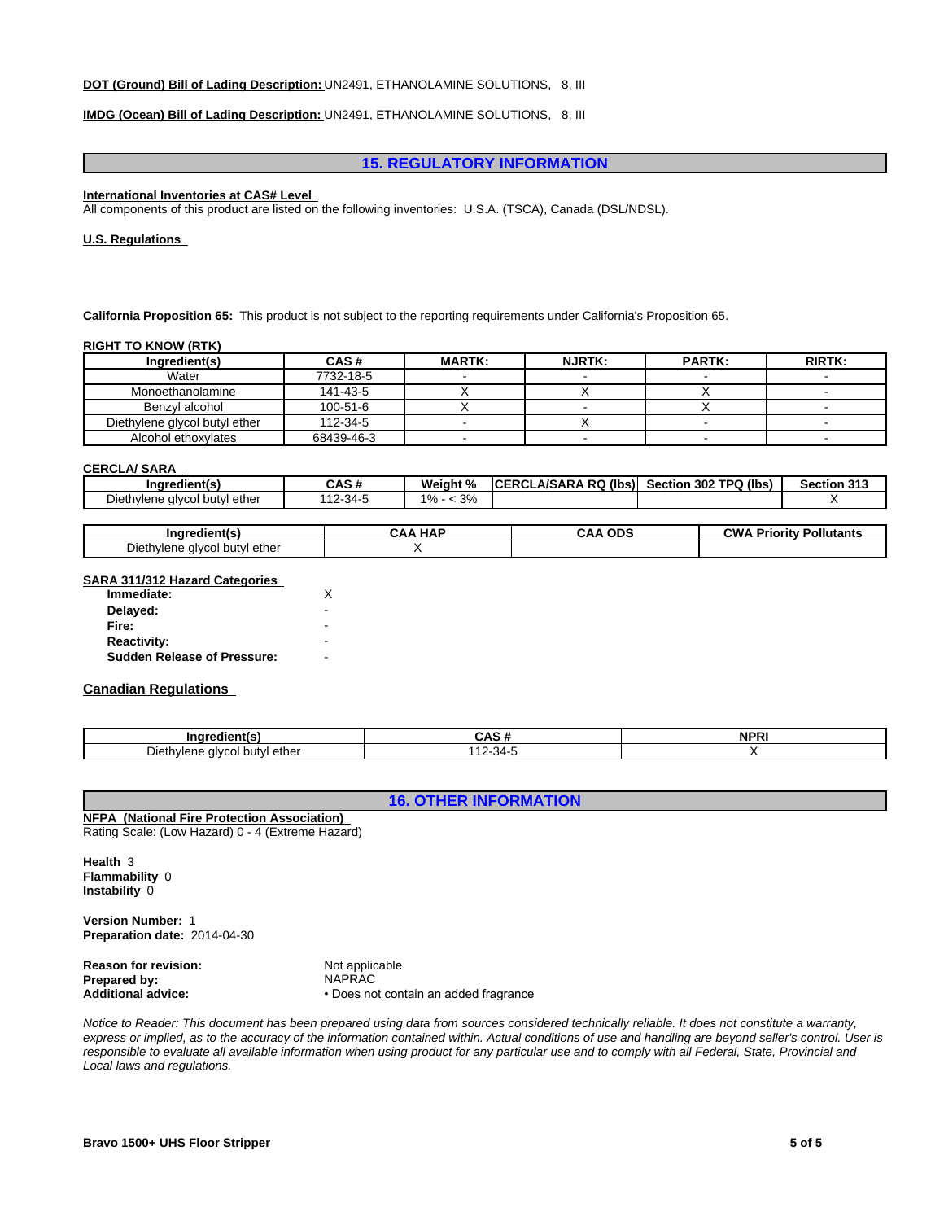**DOT (Ground) Bill of Lading Description:** UN2491, ETHANOLAMINE SOLUTIONS, 8, III

**IMDG (Ocean) Bill of Lading Description:** UN2491, ETHANOLAMINE SOLUTIONS, 8, III

## 15. REGULATORY INFORMATION

**International Inventories at CAS# Level**

All components of this product are listed on the following inventories: U.S.A. (TSCA), Canada (DSL/NDSL).

**U.S. Regulations**

**California Proposition 65:** This product is not subject to the reporting requirements under California's Proposition 65.

**RIGHT TO KNOW (RTK)**

| Ingredient(s) | CAS # | MARTK: | NJRTK: | PARTK: | RIRTK: |
|---|---|---|---|---|---|
| Water | 7732-18-5 | - | - | - | - |
| Monoethanolamine | 141-43-5 | X | X | X | - |
| Benzyl alcohol | 100-51-6 | X | - | X | - |
| Diethylene glycol butyl ether | 112-34-5 | - | X | - | - |
| Alcohol ethoxylates | 68439-46-3 | - | - | - | - |

**CERCLA/ SARA**

| Ingredient(s) | CAS # | Weight % | CERCLA/SARA RQ (lbs) | Section 302 TPQ (lbs) | Section 313 |
|---|---|---|---|---|---|
| Diethylene glycol butyl ether | 112-34-5 | 1% - < 3% | | | X |

| Ingredient(s) | CAA HAP | CAA ODS | CWA Priority Pollutants |
|---|---|---|---|
| Diethylene glycol butyl ether | X | | |

**SARA 311/312 Hazard Categories**

| | |
|---|---|
| **Immediate:** | X |
| **Delayed:** | - |
| **Fire:** | - |
| **Reactivity:** | - |
| **Sudden Release of Pressure:** | - |

**Canadian Regulations**

| Ingredient(s) | CAS # | NPRI |
|---|---|---|
| Diethylene glycol butyl ether | 112-34-5 | X |

## 16. OTHER INFORMATION

**NFPA (National Fire Protection Association)**

Rating Scale: (Low Hazard) 0 - 4 (Extreme Hazard)

**Health** 3
**Flammability** 0
**Instability** 0

**Version Number:** 1
**Preparation date:** 2014-04-30

**Reason for revision:** Not applicable
**Prepared by:** NAPRAC
**Additional advice:** • Does not contain an added fragrance

*Notice to Reader: This document has been prepared using data from sources considered technically reliable. It does not constitute a warranty, express or implied, as to the accuracy of the information contained within. Actual conditions of use and handling are beyond seller's control. User is responsible to evaluate all available information when using product for any particular use and to comply with all Federal, State, Provincial and Local laws and regulations.*